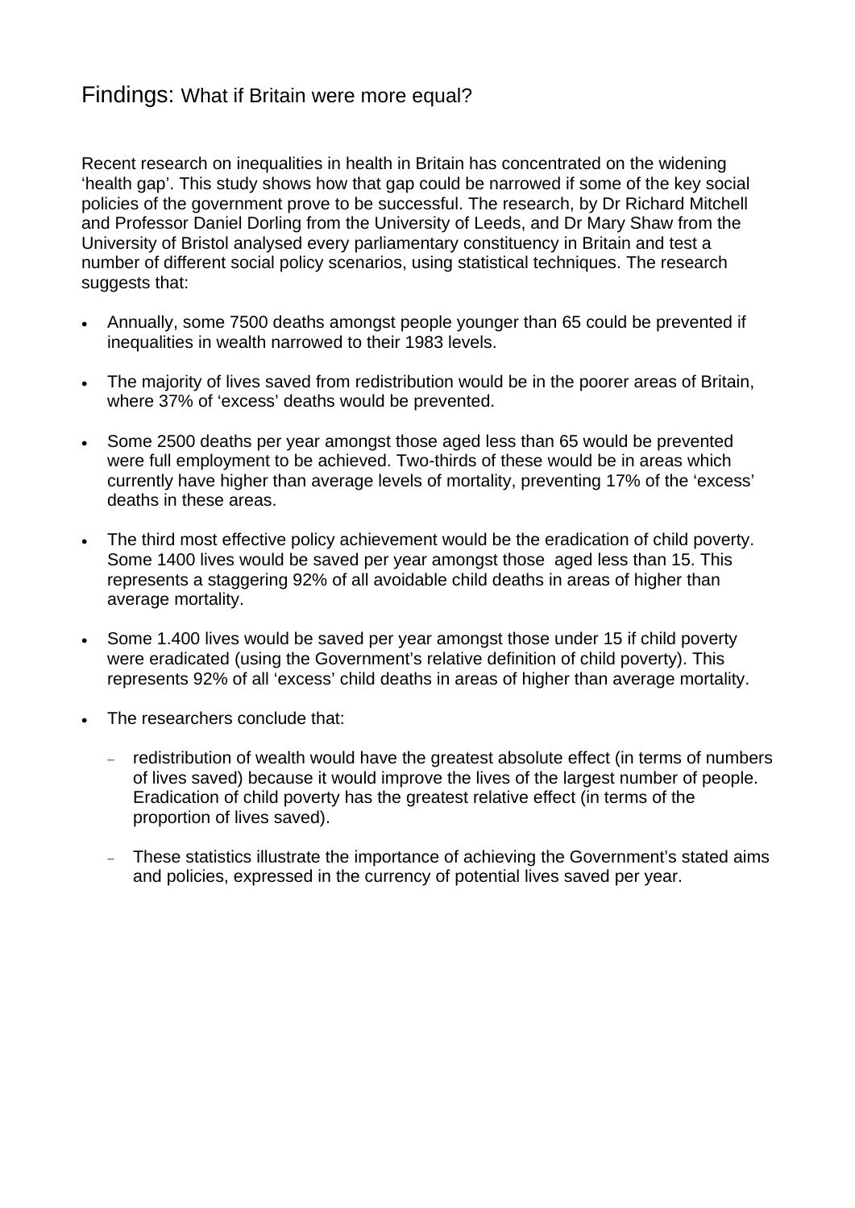# Findings: What if Britain were more equal?

Recent research on inequalities in health in Britain has concentrated on the widening 'health gap'. This study shows how that gap could be narrowed if some of the key social policies of the government prove to be successful. The research, by Dr Richard Mitchell and Professor Daniel Dorling from the University of Leeds, and Dr Mary Shaw from the University of Bristol analysed every parliamentary constituency in Britain and test a number of different social policy scenarios, using statistical techniques. The research suggests that:

- Annually, some 7500 deaths amongst people younger than 65 could be prevented if inequalities in wealth narrowed to their 1983 levels.
- The majority of lives saved from redistribution would be in the poorer areas of Britain, where 37% of 'excess' deaths would be prevented.
- Some 2500 deaths per year amongst those aged less than 65 would be prevented were full employment to be achieved. Two-thirds of these would be in areas which currently have higher than average levels of mortality, preventing 17% of the 'excess' deaths in these areas.
- The third most effective policy achievement would be the eradication of child poverty. Some 1400 lives would be saved per year amongst those aged less than 15. This represents a staggering 92% of all avoidable child deaths in areas of higher than average mortality.
- Some 1.400 lives would be saved per year amongst those under 15 if child poverty were eradicated (using the Government's relative definition of child poverty). This represents 92% of all 'excess' child deaths in areas of higher than average mortality.
- The researchers conclude that:
  - redistribution of wealth would have the greatest absolute effect (in terms of numbers of lives saved) because it would improve the lives of the largest number of people. Eradication of child poverty has the greatest relative effect (in terms of the proportion of lives saved).
  - These statistics illustrate the importance of achieving the Government's stated aims and policies, expressed in the currency of potential lives saved per year.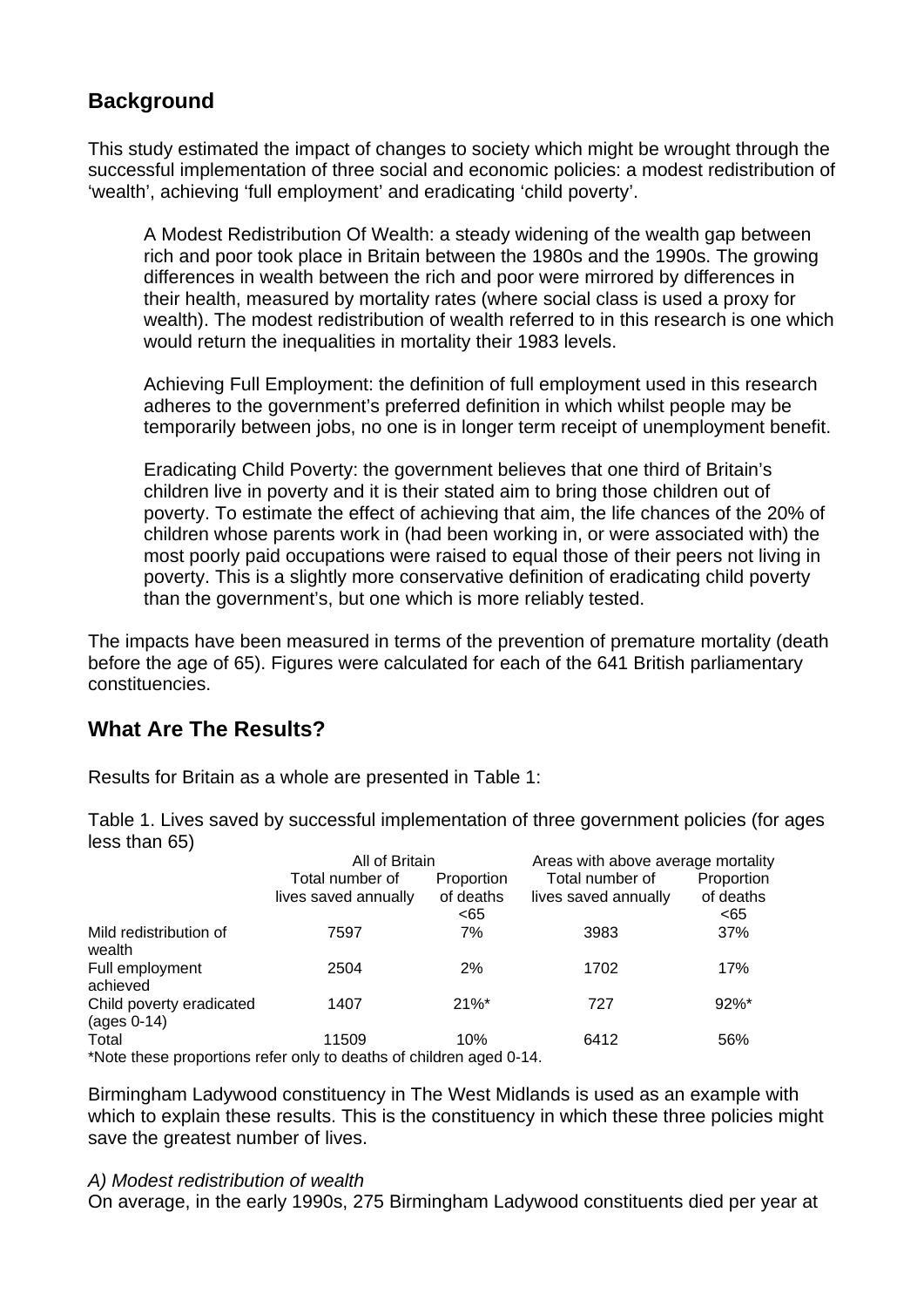## Background

This study estimated the impact of changes to society which might be wrought through the successful implementation of three social and economic policies: a modest redistribution of 'wealth', achieving 'full employment' and eradicating 'child poverty'.

> A Modest Redistribution Of Wealth: a steady widening of the wealth gap between rich and poor took place in Britain between the 1980s and the 1990s. The growing differences in wealth between the rich and poor were mirrored by differences in their health, measured by mortality rates (where social class is used a proxy for wealth). The modest redistribution of wealth referred to in this research is one which would return the inequalities in mortality their 1983 levels.
>
> Achieving Full Employment: the definition of full employment used in this research adheres to the government's preferred definition in which whilst people may be temporarily between jobs, no one is in longer term receipt of unemployment benefit.
>
> Eradicating Child Poverty: the government believes that one third of Britain's children live in poverty and it is their stated aim to bring those children out of poverty. To estimate the effect of achieving that aim, the life chances of the 20% of children whose parents work in (had been working in, or were associated with) the most poorly paid occupations were raised to equal those of their peers not living in poverty. This is a slightly more conservative definition of eradicating child poverty than the government's, but one which is more reliably tested.

The impacts have been measured in terms of the prevention of premature mortality (death before the age of 65). Figures were calculated for each of the 641 British parliamentary constituencies.

## What Are The Results?

Results for Britain as a whole are presented in Table 1:

Table 1. Lives saved by successful implementation of three government policies (for ages less than 65)

| | All of Britain | | Areas with above average mortality | |
|---|---|---|---|---|
| | Total number of lives saved annually | Proportion of deaths <65 | Total number of lives saved annually | Proportion of deaths <65 |
| Mild redistribution of wealth | 7597 | 7% | 3983 | 37% |
| Full employment achieved | 2504 | 2% | 1702 | 17% |
| Child poverty eradicated (ages 0-14) | 1407 | 21%* | 727 | 92%* |
| Total | 11509 | 10% | 6412 | 56% |

*Note these proportions refer only to deaths of children aged 0-14.

Birmingham Ladywood constituency in The West Midlands is used as an example with which to explain these results. This is the constituency in which these three policies might save the greatest number of lives.

*A) Modest redistribution of wealth*

On average, in the early 1990s, 275 Birmingham Ladywood constituents died per year at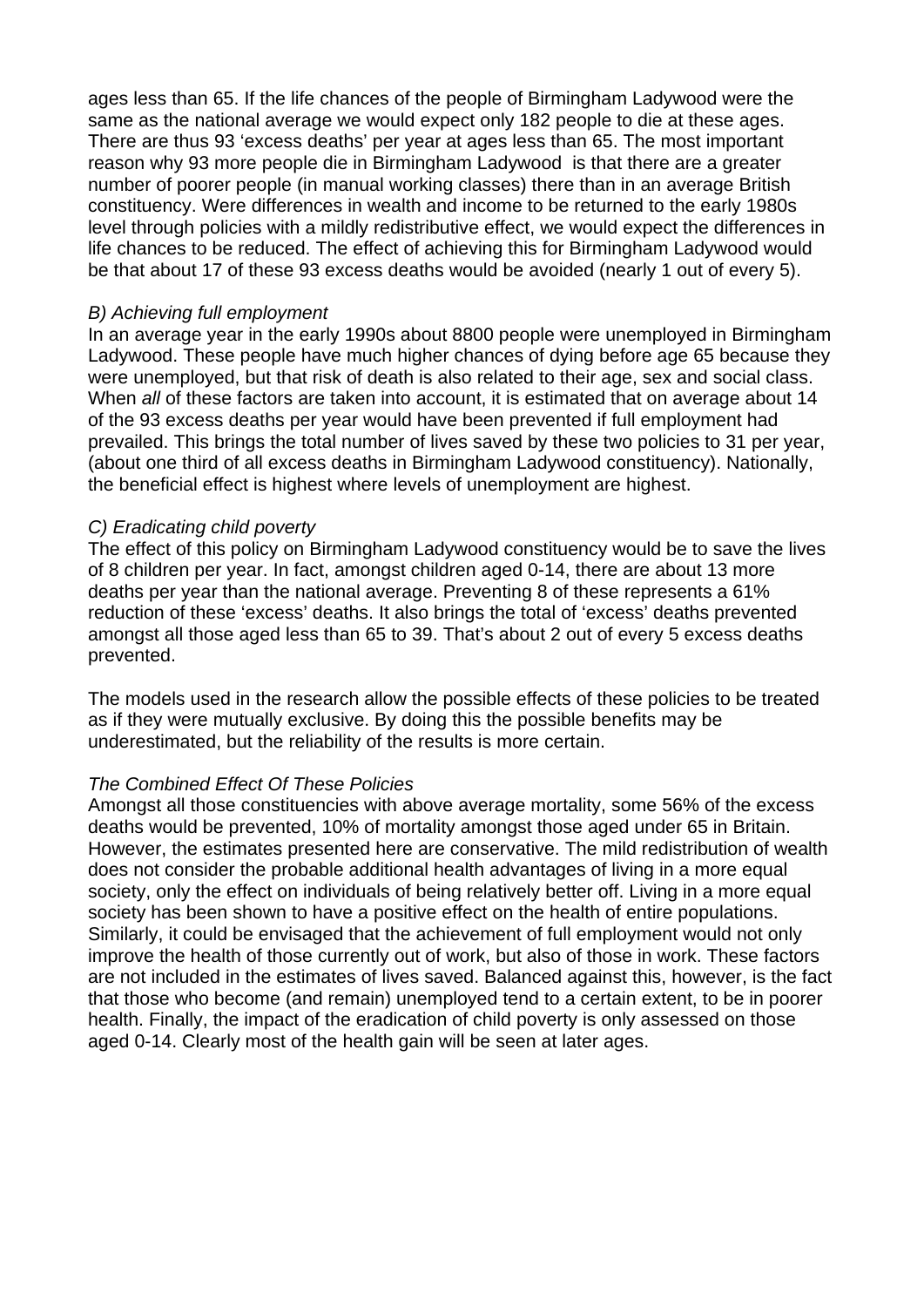ages less than 65. If the life chances of the people of Birmingham Ladywood were the same as the national average we would expect only 182 people to die at these ages. There are thus 93 'excess deaths' per year at ages less than 65. The most important reason why 93 more people die in Birmingham Ladywood is that there are a greater number of poorer people (in manual working classes) there than in an average British constituency. Were differences in wealth and income to be returned to the early 1980s level through policies with a mildly redistributive effect, we would expect the differences in life chances to be reduced. The effect of achieving this for Birmingham Ladywood would be that about 17 of these 93 excess deaths would be avoided (nearly 1 out of every 5).

*B) Achieving full employment*

In an average year in the early 1990s about 8800 people were unemployed in Birmingham Ladywood. These people have much higher chances of dying before age 65 because they were unemployed, but that risk of death is also related to their age, sex and social class. When *all* of these factors are taken into account, it is estimated that on average about 14 of the 93 excess deaths per year would have been prevented if full employment had prevailed. This brings the total number of lives saved by these two policies to 31 per year, (about one third of all excess deaths in Birmingham Ladywood constituency). Nationally, the beneficial effect is highest where levels of unemployment are highest.

*C) Eradicating child poverty*

The effect of this policy on Birmingham Ladywood constituency would be to save the lives of 8 children per year. In fact, amongst children aged 0-14, there are about 13 more deaths per year than the national average. Preventing 8 of these represents a 61% reduction of these 'excess' deaths. It also brings the total of 'excess' deaths prevented amongst all those aged less than 65 to 39. That's about 2 out of every 5 excess deaths prevented.

The models used in the research allow the possible effects of these policies to be treated as if they were mutually exclusive. By doing this the possible benefits may be underestimated, but the reliability of the results is more certain.

*The Combined Effect Of These Policies*

Amongst all those constituencies with above average mortality, some 56% of the excess deaths would be prevented, 10% of mortality amongst those aged under 65 in Britain. However, the estimates presented here are conservative. The mild redistribution of wealth does not consider the probable additional health advantages of living in a more equal society, only the effect on individuals of being relatively better off. Living in a more equal society has been shown to have a positive effect on the health of entire populations. Similarly, it could be envisaged that the achievement of full employment would not only improve the health of those currently out of work, but also of those in work. These factors are not included in the estimates of lives saved. Balanced against this, however, is the fact that those who become (and remain) unemployed tend to a certain extent, to be in poorer health. Finally, the impact of the eradication of child poverty is only assessed on those aged 0-14. Clearly most of the health gain will be seen at later ages.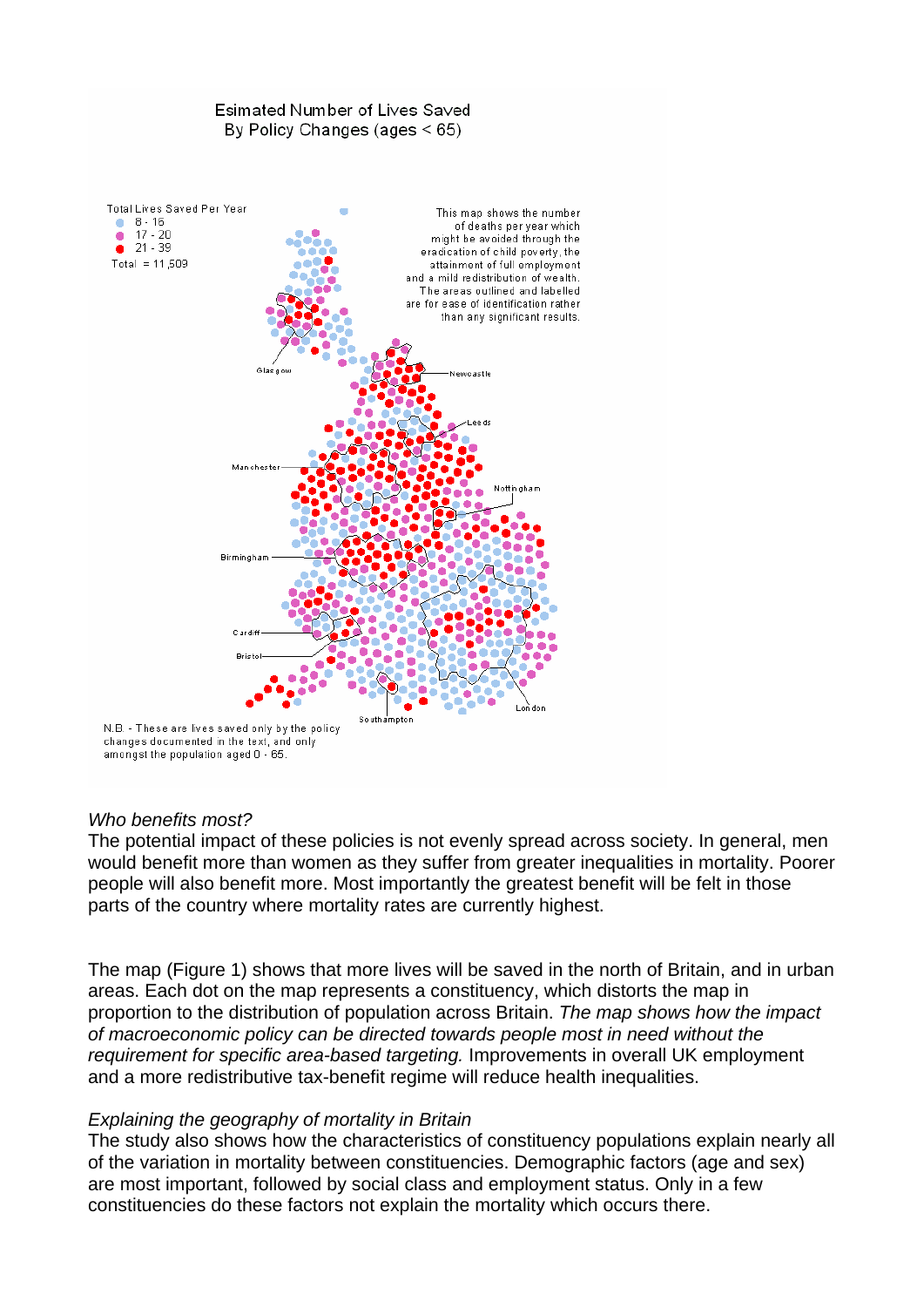Esimated Number of Lives Saved
By Policy Changes (ages < 65)

Total Lives Saved Per Year
- 8 - 16
- 17 - 20
- 21 - 39

Total = 11,509

This map shows the number of deaths per year which might be avoided through the eradication of child poverty, the attainment of full employment and a mild redistribution of wealth. The areas outlined and labelled are for ease of identification rather than any significant results.

Glasgow, Newcastle, Leeds, Manchester, Nottingham, Birmingham, Cardiff, Bristol, London, Southampton

N.B. - These are lives saved only by the policy changes documented in the text, and only amongst the population aged 0 - 65.

*Who benefits most?*

The potential impact of these policies is not evenly spread across society. In general, men would benefit more than women as they suffer from greater inequalities in mortality. Poorer people will also benefit more. Most importantly the greatest benefit will be felt in those parts of the country where mortality rates are currently highest.

The map (Figure 1) shows that more lives will be saved in the north of Britain, and in urban areas. Each dot on the map represents a constituency, which distorts the map in proportion to the distribution of population across Britain. *The map shows how the impact of macroeconomic policy can be directed towards people most in need without the requirement for specific area-based targeting.* Improvements in overall UK employment and a more redistributive tax-benefit regime will reduce health inequalities.

*Explaining the geography of mortality in Britain*

The study also shows how the characteristics of constituency populations explain nearly all of the variation in mortality between constituencies. Demographic factors (age and sex) are most important, followed by social class and employment status. Only in a few constituencies do these factors not explain the mortality which occurs there.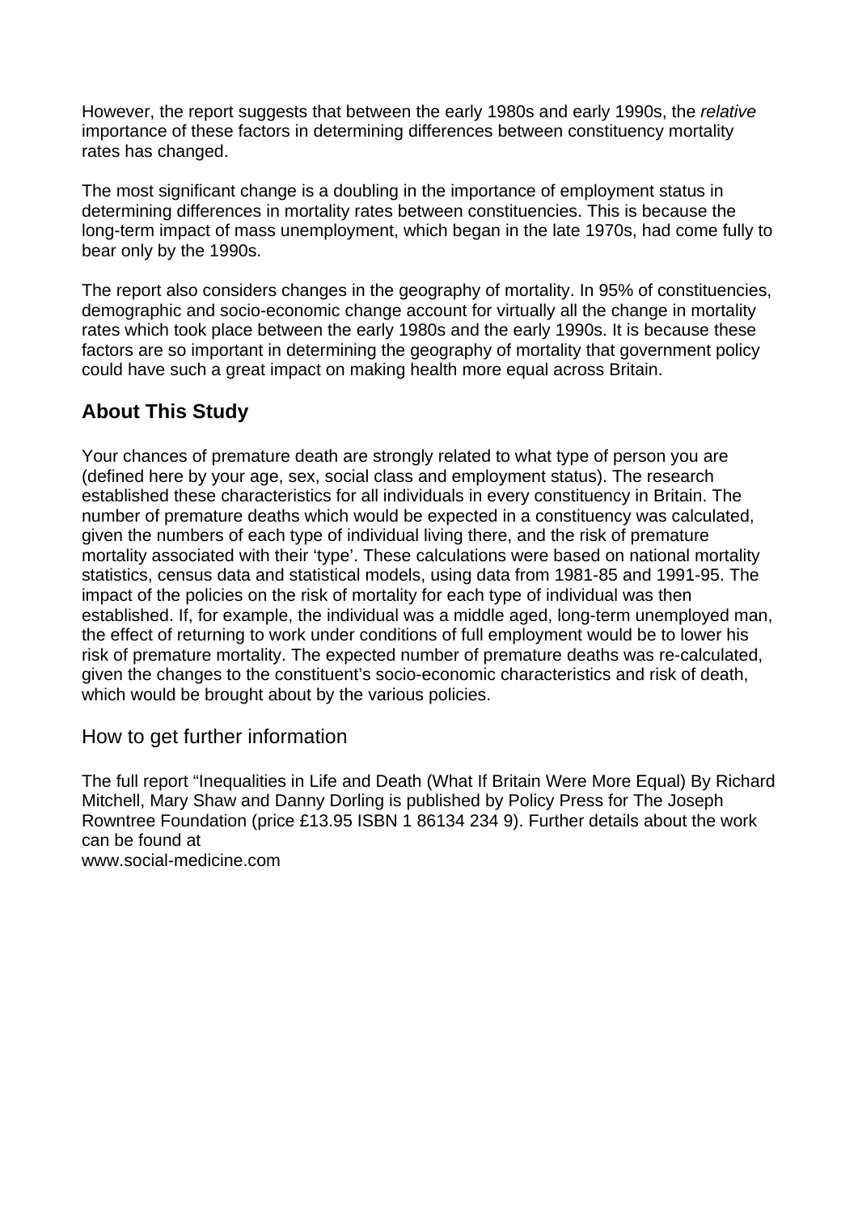However, the report suggests that between the early 1980s and early 1990s, the *relative* importance of these factors in determining differences between constituency mortality rates has changed.

The most significant change is a doubling in the importance of employment status in determining differences in mortality rates between constituencies. This is because the long-term impact of mass unemployment, which began in the late 1970s, had come fully to bear only by the 1990s.

The report also considers changes in the geography of mortality. In 95% of constituencies, demographic and socio-economic change account for virtually all the change in mortality rates which took place between the early 1980s and the early 1990s. It is because these factors are so important in determining the geography of mortality that government policy could have such a great impact on making health more equal across Britain.

## About This Study

Your chances of premature death are strongly related to what type of person you are (defined here by your age, sex, social class and employment status). The research established these characteristics for all individuals in every constituency in Britain. The number of premature deaths which would be expected in a constituency was calculated, given the numbers of each type of individual living there, and the risk of premature mortality associated with their 'type'. These calculations were based on national mortality statistics, census data and statistical models, using data from 1981-85 and 1991-95. The impact of the policies on the risk of mortality for each type of individual was then established. If, for example, the individual was a middle aged, long-term unemployed man, the effect of returning to work under conditions of full employment would be to lower his risk of premature mortality. The expected number of premature deaths was re-calculated, given the changes to the constituent's socio-economic characteristics and risk of death, which would be brought about by the various policies.

### How to get further information

The full report "Inequalities in Life and Death (What If Britain Were More Equal) By Richard Mitchell, Mary Shaw and Danny Dorling is published by Policy Press for The Joseph Rowntree Foundation (price £13.95 ISBN 1 86134 234 9). Further details about the work can be found at
www.social-medicine.com